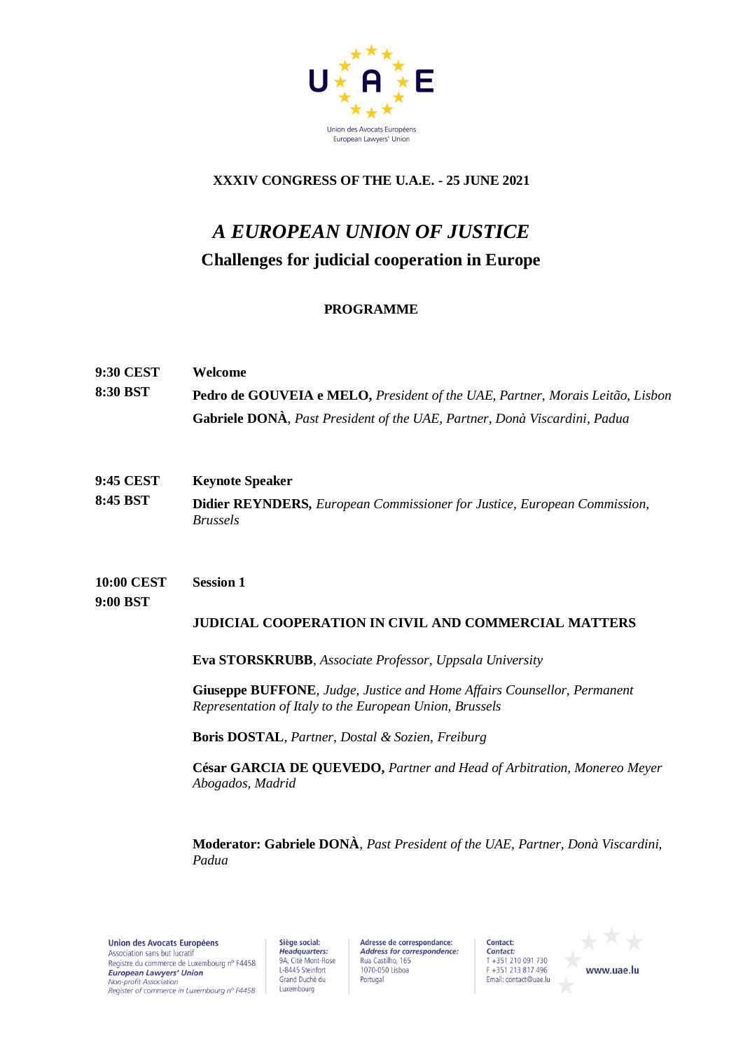Union des Avocats Européens
European Lawyers' Union

**XXXIV CONGRESS OF THE U.A.E. - 25 JUNE 2021**

# *A EUROPEAN UNION OF JUSTICE*

## Challenges for judicial cooperation in Europe

**PROGRAMME**

**9:30 CEST**
**8:30 BST**

**Welcome**

**Pedro de GOUVEIA e MELO,** *President of the UAE, Partner, Morais Leitão, Lisbon*

**Gabriele DONÀ**, *Past President of the UAE, Partner, Donà Viscardini, Padua*

**9:45 CEST**
**8:45 BST**

**Keynote Speaker**

**Didier REYNDERS,** *European Commissioner for Justice, European Commission, Brussels*

**10:00 CEST**
**9:00 BST**

**Session 1**

**JUDICIAL COOPERATION IN CIVIL AND COMMERCIAL MATTERS**

**Eva STORSKRUBB**, *Associate Professor, Uppsala University*

**Giuseppe BUFFONE**, *Judge, Justice and Home Affairs Counsellor, Permanent Representation of Italy to the European Union, Brussels*

**Boris DOSTAL**, *Partner, Dostal & Sozien, Freiburg*

**César GARCIA DE QUEVEDO,** *Partner and Head of Arbitration, Monereo Meyer Abogados, Madrid*

**Moderator: Gabriele DONÀ**, *Past President of the UAE, Partner, Donà Viscardini, Padua*

**Union des Avocats Européens**
Association sans but lucratif
Registre du commerce de Luxembourg n° F4458
***European Lawyers' Union***
*Non-profit Association*
*Register of commerce in Luxembourg n° F4458*

Siège social:
***Headquarters:***
9A, Cité Mont-Rose
L-8445 Steinfort
Grand Duché du Luxembourg

Adresse de correspondance:
***Address for correspondence:***
Rua Castilho, 165
1070-050 Lisboa
Portugal

Contact:
***Contact:***
T +351 210 091 730
F +351 213 817 496
Email: contact@uae.lu

www.uae.lu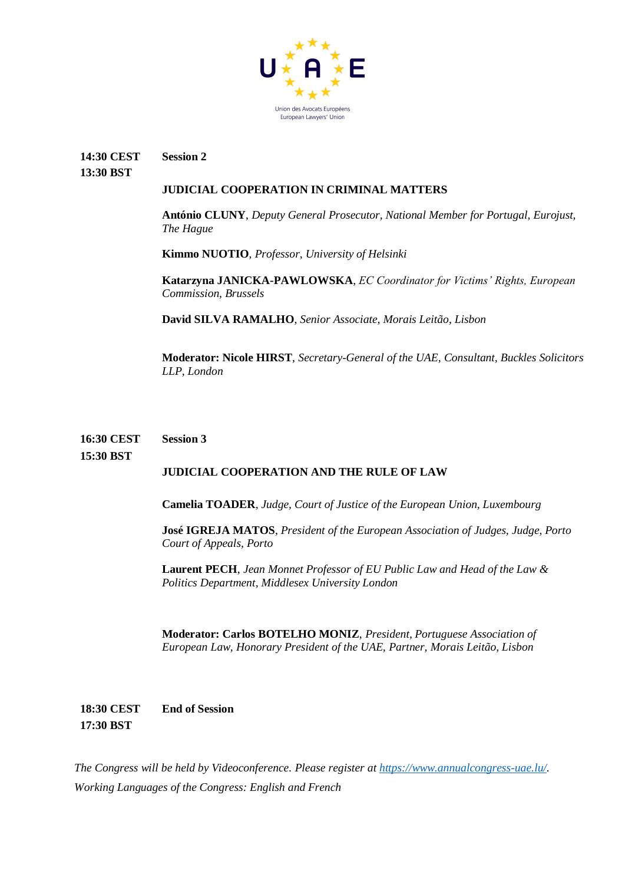**14:30 CEST**
**13:30 BST**

**Session 2**

**JUDICIAL COOPERATION IN CRIMINAL MATTERS**

**António CLUNY**, *Deputy General Prosecutor, National Member for Portugal, Eurojust, The Hague*

**Kimmo NUOTIO**, *Professor, University of Helsinki*

**Katarzyna JANICKA-PAWLOWSKA**, *EC Coordinator for Victims' Rights, European Commission, Brussels*

**David SILVA RAMALHO**, *Senior Associate, Morais Leitão, Lisbon*

**Moderator: Nicole HIRST**, *Secretary-General of the UAE, Consultant, Buckles Solicitors LLP, London*

**16:30 CEST**
**15:30 BST**

**Session 3**

**JUDICIAL COOPERATION AND THE RULE OF LAW**

**Camelia TOADER**, *Judge, Court of Justice of the European Union, Luxembourg*

**José IGREJA MATOS**, *President of the European Association of Judges, Judge, Porto Court of Appeals, Porto*

**Laurent PECH**, *Jean Monnet Professor of EU Public Law and Head of the Law & Politics Department, Middlesex University London*

**Moderator: Carlos BOTELHO MONIZ**, *President, Portuguese Association of European Law, Honorary President of the UAE, Partner, Morais Leitão, Lisbon*

**18:30 CEST**
**17:30 BST**

**End of Session**

*The Congress will be held by Videoconference. Please register at [https://www.annualcongress-uae.lu/](https://www.annualcongress-uae.lu/).*
*Working Languages of the Congress: English and French*